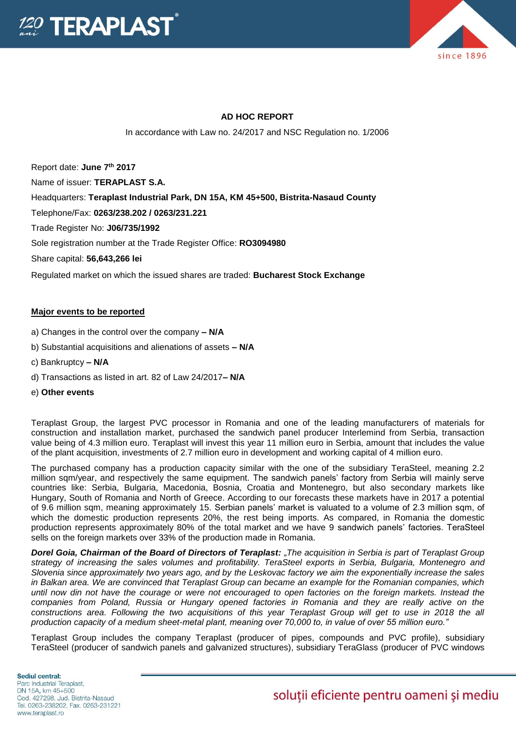## AD HOC REPORT

In accordance with Law no. 24/2017 and NSC Regulation no. 1/2006

Report date: **June 7th 2017**

Name of issuer: **TERAPLAST S.A.**

Headquarters: **Teraplast Industrial Park, DN 15A, KM 45+500, Bistrita-Nasaud County**

Telephone/Fax: **0263/238.202 / 0263/231.221**

Trade Register No: **J06/735/1992**

Sole registration number at the Trade Register Office: **RO3094980**

Share capital: **56,643,266 lei**

Regulated market on which the issued shares are traded: **Bucharest Stock Exchange**

**Major events to be reported**

a) Changes in the control over the company **– N/A**

b) Substantial acquisitions and alienations of assets **– N/A**

c) Bankruptcy **– N/A**

d) Transactions as listed in art. 82 of Law 24/2017**– N/A**

e) **Other events**

Teraplast Group, the largest PVC processor in Romania and one of the leading manufacturers of materials for construction and installation market, purchased the sandwich panel producer Interlemind from Serbia, transaction value being of 4.3 million euro. Teraplast will invest this year 11 million euro in Serbia, amount that includes the value of the plant acquisition, investments of 2.7 million euro in development and working capital of 4 million euro.

The purchased company has a production capacity similar with the one of the subsidiary TeraSteel, meaning 2.2 million sqm/year, and respectively the same equipment. The sandwich panels' factory from Serbia will mainly serve countries like: Serbia, Bulgaria, Macedonia, Bosnia, Croatia and Montenegro, but also secondary markets like Hungary, South of Romania and North of Greece. According to our forecasts these markets have in 2017 a potential of 9.6 million sqm, meaning approximately 15. Serbian panels' market is valuated to a volume of 2.3 million sqm, of which the domestic production represents 20%, the rest being imports. As compared, in Romania the domestic production represents approximately 80% of the total market and we have 9 sandwich panels' factories. TeraSteel sells on the foreign markets over 33% of the production made in Romania.

***Dorel Goia, Chairman of the Board of Directors of Teraplast:*** *„The acquisition in Serbia is part of Teraplast Group strategy of increasing the sales volumes and profitability. TeraSteel exports in Serbia, Bulgaria, Montenegro and Slovenia since approximately two years ago, and by the Leskovac factory we aim the exponentially increase the sales in Balkan area. We are convinced that Teraplast Group can became an example for the Romanian companies, which until now din not have the courage or were not encouraged to open factories on the foreign markets. Instead the companies from Poland, Russia or Hungary opened factories in Romania and they are really active on the constructions area. Following the two acquisitions of this year Teraplast Group will get to use in 2018 the all production capacity of a medium sheet-metal plant, meaning over 70,000 to, in value of over 55 million euro."*

Teraplast Group includes the company Teraplast (producer of pipes, compounds and PVC profile), subsidiary TeraSteel (producer of sandwich panels and galvanized structures), subsidiary TeraGlass (producer of PVC windows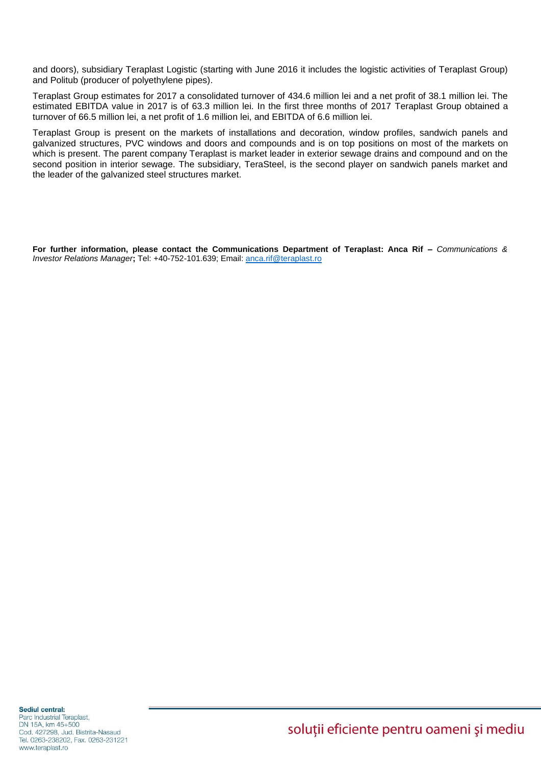and doors), subsidiary Teraplast Logistic (starting with June 2016 it includes the logistic activities of Teraplast Group) and Politub (producer of polyethylene pipes).

Teraplast Group estimates for 2017 a consolidated turnover of 434.6 million lei and a net profit of 38.1 million lei. The estimated EBITDA value in 2017 is of 63.3 million lei. In the first three months of 2017 Teraplast Group obtained a turnover of 66.5 million lei, a net profit of 1.6 million lei, and EBITDA of 6.6 million lei.

Teraplast Group is present on the markets of installations and decoration, window profiles, sandwich panels and galvanized structures, PVC windows and doors and compounds and is on top positions on most of the markets on which is present. The parent company Teraplast is market leader in exterior sewage drains and compound and on the second position in interior sewage. The subsidiary, TeraSteel, is the second player on sandwich panels market and the leader of the galvanized steel structures market.

**For further information, please contact the Communications Department of Teraplast: Anca Rif –** *Communications & Investor Relations Manager***;** Tel: +40-752-101.639; Email: anca.rif@teraplast.ro

**Sediul central:**
Parc Industrial Teraplast,
DN 15A, km 45+500
Cod. 427298, Jud. Bistrita-Nasaud
Tel. 0263-238202, Fax. 0263-231221
www.teraplast.ro

soluții eficiente pentru oameni şi mediu